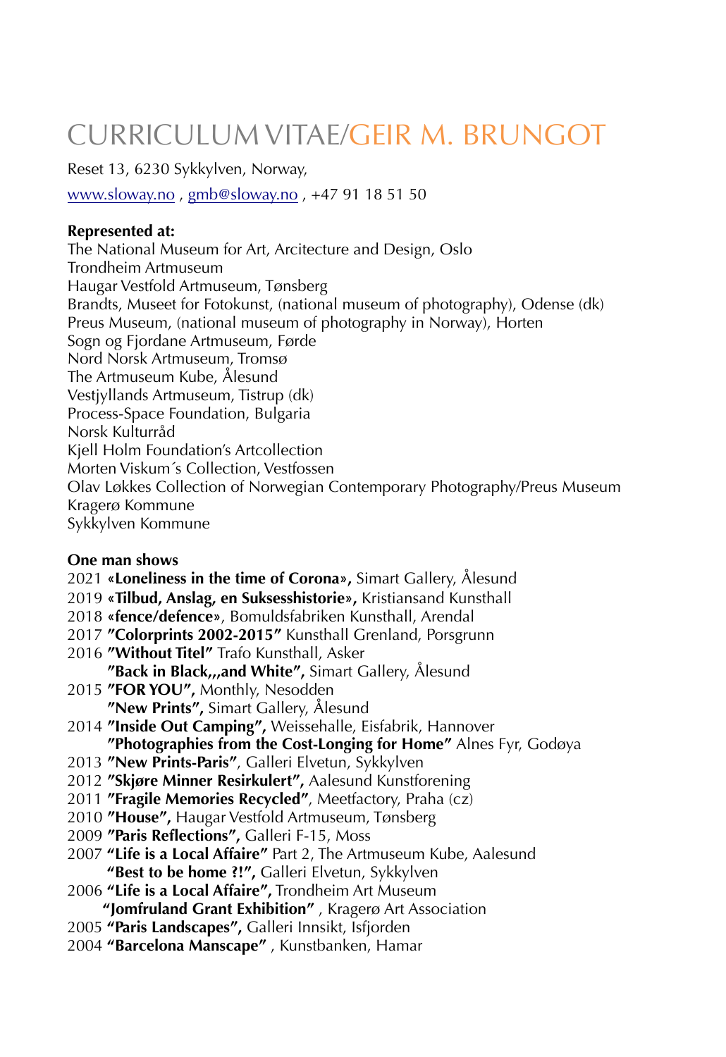# CURRICULUM VITAE/GEIR M. BRUNGOT

Reset 13, 6230 Sykkylven, Norway,

www.sloway.no , gmb@sloway.no , +47 91 18 51 50

**Represented at:**

The National Museum for Art, Arcitecture and Design, Oslo
Trondheim Artmuseum
Haugar Vestfold Artmuseum, Tønsberg
Brandts, Museet for Fotokunst, (national museum of photography), Odense (dk)
Preus Museum, (national museum of photography in Norway), Horten
Sogn og Fjordane Artmuseum, Førde
Nord Norsk Artmuseum, Tromsø
The Artmuseum Kube, Ålesund
Vestjyllands Artmuseum, Tistrup (dk)
Process-Space Foundation, Bulgaria
Norsk Kulturråd
Kjell Holm Foundation's Artcollection
Morten Viskum´s Collection, Vestfossen
Olav Løkkes Collection of Norwegian Contemporary Photography/Preus Museum
Kragerø Kommune
Sykkylven Kommune

**One man shows**

2021 **«Loneliness in the time of Corona»,** Simart Gallery, Ålesund
2019 **«Tilbud, Anslag, en Suksesshistorie»,** Kristiansand Kunsthall
2018 **«fence/defence»**, Bomuldsfabriken Kunsthall, Arendal
2017 **"Colorprints 2002-2015"** Kunsthall Grenland, Porsgrunn
2016 **"Without Titel"** Trafo Kunsthall, Asker
**"Back in Black,,,and White",** Simart Gallery, Ålesund
2015 **"FOR YOU",** Monthly, Nesodden
**"New Prints",** Simart Gallery, Ålesund
2014 **"Inside Out Camping",** Weissehalle, Eisfabrik, Hannover
**"Photographies from the Cost-Longing for Home"** Alnes Fyr, Godøya
2013 **"New Prints-Paris"**, Galleri Elvetun, Sykkylven
2012 **"Skjøre Minner Resirkulert",** Aalesund Kunstforening
2011 **"Fragile Memories Recycled"**, Meetfactory, Praha (cz)
2010 **"House",** Haugar Vestfold Artmuseum, Tønsberg
2009 **"Paris Reflections",** Galleri F-15, Moss
2007 **"Life is a Local Affaire"** Part 2, The Artmuseum Kube, Aalesund
**"Best to be home ?!",** Galleri Elvetun, Sykkylven
2006 **"Life is a Local Affaire",** Trondheim Art Museum
**"Jomfruland Grant Exhibition"** , Kragerø Art Association
2005 **"Paris Landscapes",** Galleri Innsikt, Isfjorden
2004 **"Barcelona Manscape"** , Kunstbanken, Hamar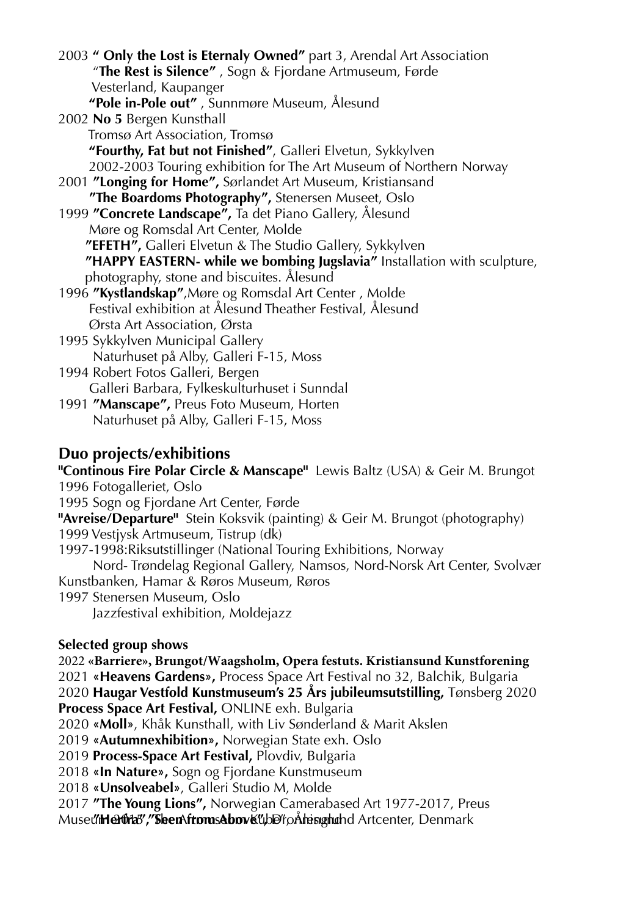2003 **" Only the Lost is Eternaly Owned"** part 3, Arendal Art Association
"**The Rest is Silence"** , Sogn & Fjordane Artmuseum, Førde
Vesterland, Kaupanger
**"Pole in-Pole out"** , Sunnmøre Museum, Ålesund
2002 **No 5** Bergen Kunsthall
Tromsø Art Association, Tromsø
**"Fourthy, Fat but not Finished"**, Galleri Elvetun, Sykkylven
2002-2003 Touring exhibition for The Art Museum of Northern Norway
2001 **"Longing for Home",** Sørlandet Art Museum, Kristiansand
**"The Boardoms Photography",** Stenersen Museet, Oslo
1999 **"Concrete Landscape",** Ta det Piano Gallery, Ålesund
Møre og Romsdal Art Center, Molde
**"EFETH",** Galleri Elvetun & The Studio Gallery, Sykkylven
**"HAPPY EASTERN- while we bombing Jugslavia"** Installation with sculpture, photography, stone and biscuites. Ålesund
1996 **"Kystlandskap"**,Møre og Romsdal Art Center , Molde
Festival exhibition at Ålesund Theater Festival, Ålesund
Ørsta Art Association, Ørsta
1995 Sykkylven Municipal Gallery
Naturhuset på Alby, Galleri F-15, Moss
1994 Robert Fotos Galleri, Bergen
Galleri Barbara, Fylkeskulturhuset i Sunndal
1991 **"Manscape",** Preus Foto Museum, Horten
Naturhuset på Alby, Galleri F-15, Moss

## Duo projects/exhibitions

**"Continous Fire Polar Circle & Manscape"** Lewis Baltz (USA) & Geir M. Brungot
1996 Fotogalleriet, Oslo
1995 Sogn og Fjordane Art Center, Førde
**"Avreise/Departure"** Stein Koksvik (painting) & Geir M. Brungot (photography)
1999 Vestjysk Artmuseum, Tistrup (dk)
1997-1998:Riksutstillinger (National Touring Exhibitions, Norway
Nord- Trøndelag Regional Gallery, Namsos, Nord-Norsk Art Center, Svolvær
Kunstbanken, Hamar & Røros Museum, Røros
1997 Stenersen Museum, Oslo
Jazzfestival exhibition, Moldejazz

### Selected group shows

2022 **«Barriere», Brungot/Waagsholm, Opera festuts. Kristiansund Kunstforening**
2021 **«Heavens Gardens»,** Process Space Art Festival no 32, Balchik, Bulgaria
2020 **Haugar Vestfold Kunstmuseum's 25 Års jubileumsutstilling,** Tønsberg 2020
**Process Space Art Festival,** ONLINE exh. Bulgaria
2020 **«Moll»**, Khåk Kunsthall, with Liv Sønderland & Marit Akslen
2019 **«Autumnexhibition»,** Norwegian State exh. Oslo
2019 **Process-Space Art Festival,** Plovdiv, Bulgaria
2018 **«In Nature»,** Sogn og Fjordane Kunstmuseum
2018 **«Unsolveabel»**, Galleri Studio M, Molde
2017 **"The Young Lions",** Norwegian Camerabased Art 1977-2017, Preus Museum 2013 **"Hertha", "Seen from Above"**, KUBE, Ålesund, Vendsyssel Artcenter, Denmark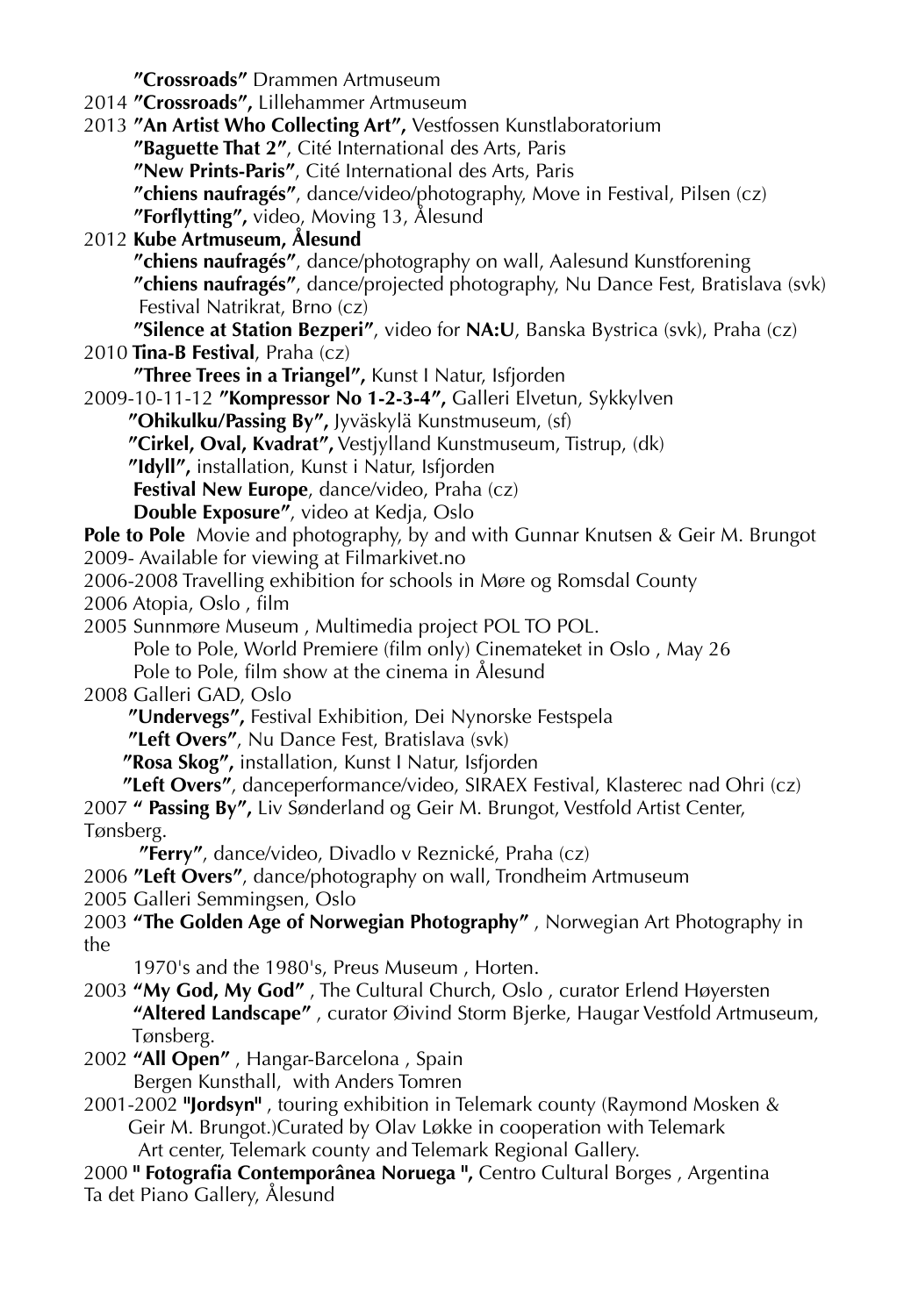**"Crossroads"** Drammen Artmuseum

2014 **"Crossroads",** Lillehammer Artmuseum

2013 **"An Artist Who Collecting Art",** Vestfossen Kunstlaboratorium
**"Baguette That 2"**, Cité International des Arts, Paris
**"New Prints-Paris"**, Cité International des Arts, Paris
**"chiens naufragés"**, dance/video/photography, Move in Festival, Pilsen (cz)
**"Forflytting",** video, Moving 13, Ålesund

2012 **Kube Artmuseum, Ålesund**
**"chiens naufragés"**, dance/photography on wall, Aalesund Kunstforening
**"chiens naufragés"**, dance/projected photography, Nu Dance Fest, Bratislava (svk)
Festival Natrikrat, Brno (cz)
**"Silence at Station Bezperi"**, video for **NA:U**, Banska Bystrica (svk), Praha (cz)

2010 **Tina-B Festival**, Praha (cz)
**"Three Trees in a Triangel",** Kunst I Natur, Isfjorden

2009-10-11-12 **"Kompressor No 1-2-3-4",** Galleri Elvetun, Sykkylven
**"Ohikulku/Passing By",** Jyväskylä Kunstmuseum, (sf)
**"Cirkel, Oval, Kvadrat",** Vestjylland Kunstmuseum, Tistrup, (dk)
**"Idyll",** installation, Kunst i Natur, Isfjorden
**Festival New Europe**, dance/video, Praha (cz)
**Double Exposure"**, video at Kedja, Oslo

**Pole to Pole** Movie and photography, by and with Gunnar Knutsen & Geir M. Brungot

2009- Available for viewing at Filmarkivet.no

2006-2008 Travelling exhibition for schools in Møre og Romsdal County

2006 Atopia, Oslo , film

2005 Sunnmøre Museum , Multimedia project POL TO POL.
Pole to Pole, World Premiere (film only) Cinemateket in Oslo , May 26
Pole to Pole, film show at the cinema in Ålesund

2008 Galleri GAD, Oslo
**"Undervegs",** Festival Exhibition, Dei Nynorske Festspela
**"Left Overs"**, Nu Dance Fest, Bratislava (svk)
**"Rosa Skog",** installation, Kunst I Natur, Isfjorden
**"Left Overs"**, danceperformance/video, SIRAEX Festival, Klasterec nad Ohri (cz)

2007 **" Passing By",** Liv Sønderland og Geir M. Brungot, Vestfold Artist Center, Tønsberg.
**"Ferry"**, dance/video, Divadlo v Reznické, Praha (cz)

2006 **"Left Overs"**, dance/photography on wall, Trondheim Artmuseum

2005 Galleri Semmingsen, Oslo

2003 **"The Golden Age of Norwegian Photography"** , Norwegian Art Photography in the
1970's and the 1980's, Preus Museum , Horten.

2003 **"My God, My God"** , The Cultural Church, Oslo , curator Erlend Høyersten
**"Altered Landscape"** , curator Øivind Storm Bjerke, Haugar Vestfold Artmuseum, Tønsberg.

2002 **"All Open"** , Hangar-Barcelona , Spain
Bergen Kunsthall, with Anders Tomren

2001-2002 **"Jordsyn"** , touring exhibition in Telemark county (Raymond Mosken & Geir M. Brungot.)Curated by Olav Løkke in cooperation with Telemark Art center, Telemark county and Telemark Regional Gallery.

2000 **" Fotografia Contemporânea Noruega ",** Centro Cultural Borges , Argentina
Ta det Piano Gallery, Ålesund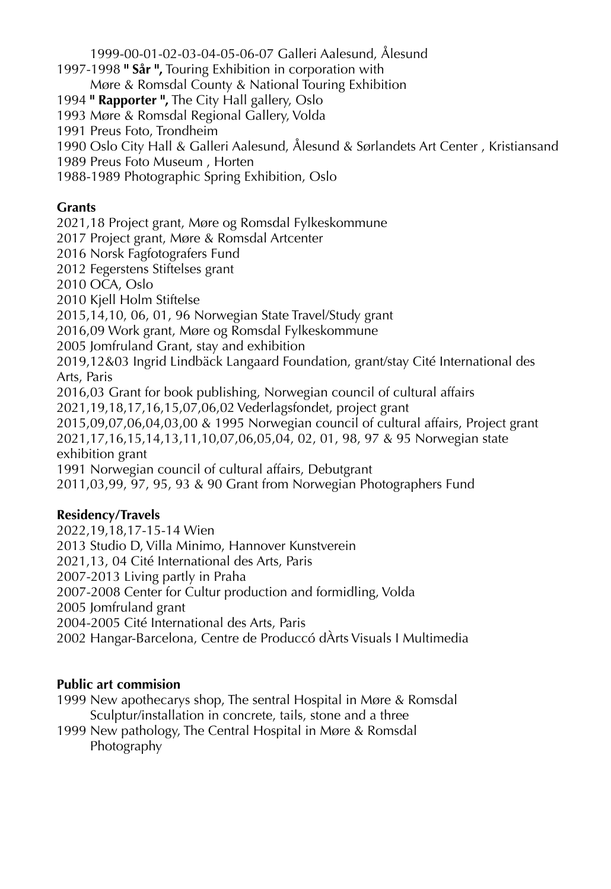1999-00-01-02-03-04-05-06-07 Galleri Aalesund, Ålesund

1997-1998 **" Sår ",** Touring Exhibition in corporation with Møre & Romsdal County & National Touring Exhibition

1994 **" Rapporter ",** The City Hall gallery, Oslo

1993 Møre & Romsdal Regional Gallery, Volda

1991 Preus Foto, Trondheim

1990 Oslo City Hall & Galleri Aalesund, Ålesund & Sørlandets Art Center , Kristiansand

1989 Preus Foto Museum , Horten

1988-1989 Photographic Spring Exhibition, Oslo

**Grants**

2021,18 Project grant, Møre og Romsdal Fylkeskommune

2017 Project grant, Møre & Romsdal Artcenter

2016 Norsk Fagfotografers Fund

2012 Fegerstens Stiftelses grant

2010 OCA, Oslo

2010 Kjell Holm Stiftelse

2015,14,10, 06, 01, 96 Norwegian State Travel/Study grant

2016,09 Work grant, Møre og Romsdal Fylkeskommune

2005 Jomfruland Grant, stay and exhibition

2019,12&03 Ingrid Lindbäck Langaard Foundation, grant/stay Cité International des Arts, Paris

2016,03 Grant for book publishing, Norwegian council of cultural affairs

2021,19,18,17,16,15,07,06,02 Vederlagsfondet, project grant

2015,09,07,06,04,03,00 & 1995 Norwegian council of cultural affairs, Project grant

2021,17,16,15,14,13,11,10,07,06,05,04, 02, 01, 98, 97 & 95 Norwegian state exhibition grant

1991 Norwegian council of cultural affairs, Debutgrant

2011,03,99, 97, 95, 93 & 90 Grant from Norwegian Photographers Fund

**Residency/Travels**

2022,19,18,17-15-14 Wien

2013 Studio D, Villa Minimo, Hannover Kunstverein

2021,13, 04 Cité International des Arts, Paris

2007-2013 Living partly in Praha

2007-2008 Center for Cultur production and formidling, Volda

2005 Jomfruland grant

2004-2005 Cité International des Arts, Paris

2002 Hangar-Barcelona, Centre de Produccó dÀrts Visuals I Multimedia

**Public art commision**

1999 New apothecarys shop, The sentral Hospital in Møre & Romsdal
Sculptur/installation in concrete, tails, stone and a three

1999 New pathology, The Central Hospital in Møre & Romsdal
Photography